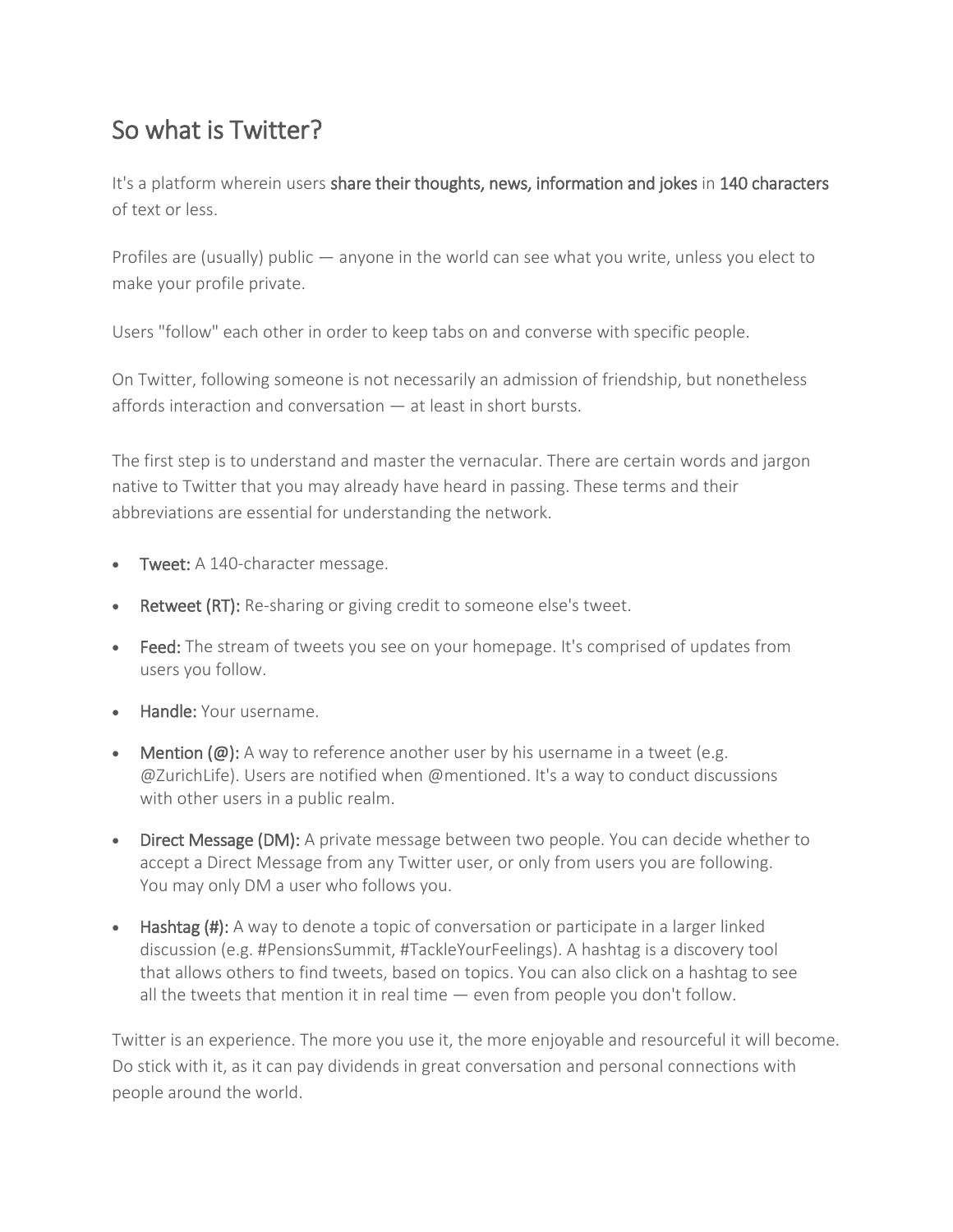## So what is Twitter?

It's a platform wherein users **share their thoughts, news, information and jokes** in **140 characters** of text or less.

Profiles are (usually) public — anyone in the world can see what you write, unless you elect to make your profile private.

Users "follow" each other in order to keep tabs on and converse with specific people.

On Twitter, following someone is not necessarily an admission of friendship, but nonetheless affords interaction and conversation — at least in short bursts.

The first step is to understand and master the vernacular. There are certain words and jargon native to Twitter that you may already have heard in passing. These terms and their abbreviations are essential for understanding the network.

- **Tweet:** A 140-character message.
- **Retweet (RT):** Re-sharing or giving credit to someone else's tweet.
- **Feed:** The stream of tweets you see on your homepage. It's comprised of updates from users you follow.
- **Handle:** Your username.
- **Mention (@):** A way to reference another user by his username in a tweet (e.g. @ZurichLife). Users are notified when @mentioned. It's a way to conduct discussions with other users in a public realm.
- **Direct Message (DM):** A private message between two people. You can decide whether to accept a Direct Message from any Twitter user, or only from users you are following. You may only DM a user who follows you.
- **Hashtag (#):** A way to denote a topic of conversation or participate in a larger linked discussion (e.g. #PensionsSummit, #TackleYourFeelings). A hashtag is a discovery tool that allows others to find tweets, based on topics. You can also click on a hashtag to see all the tweets that mention it in real time — even from people you don't follow.

Twitter is an experience. The more you use it, the more enjoyable and resourceful it will become. Do stick with it, as it can pay dividends in great conversation and personal connections with people around the world.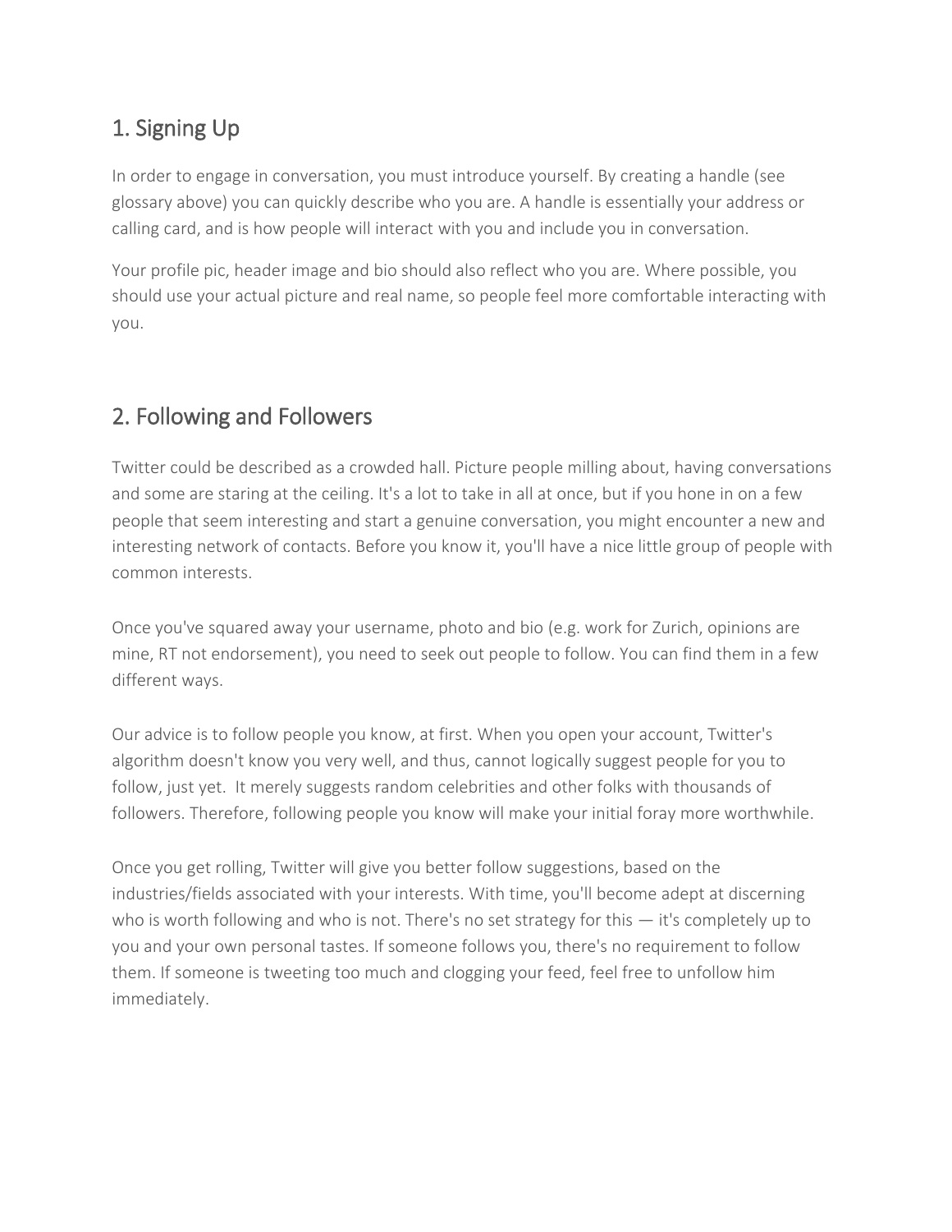## 1. Signing Up

In order to engage in conversation, you must introduce yourself. By creating a handle (see glossary above) you can quickly describe who you are. A handle is essentially your address or calling card, and is how people will interact with you and include you in conversation.

Your profile pic, header image and bio should also reflect who you are. Where possible, you should use your actual picture and real name, so people feel more comfortable interacting with you.

## 2. Following and Followers

Twitter could be described as a crowded hall. Picture people milling about, having conversations and some are staring at the ceiling. It's a lot to take in all at once, but if you hone in on a few people that seem interesting and start a genuine conversation, you might encounter a new and interesting network of contacts. Before you know it, you'll have a nice little group of people with common interests.

Once you've squared away your username, photo and bio (e.g. work for Zurich, opinions are mine, RT not endorsement), you need to seek out people to follow. You can find them in a few different ways.

Our advice is to follow people you know, at first. When you open your account, Twitter's algorithm doesn't know you very well, and thus, cannot logically suggest people for you to follow, just yet. It merely suggests random celebrities and other folks with thousands of followers. Therefore, following people you know will make your initial foray more worthwhile.

Once you get rolling, Twitter will give you better follow suggestions, based on the industries/fields associated with your interests. With time, you'll become adept at discerning who is worth following and who is not. There's no set strategy for this — it's completely up to you and your own personal tastes. If someone follows you, there's no requirement to follow them. If someone is tweeting too much and clogging your feed, feel free to unfollow him immediately.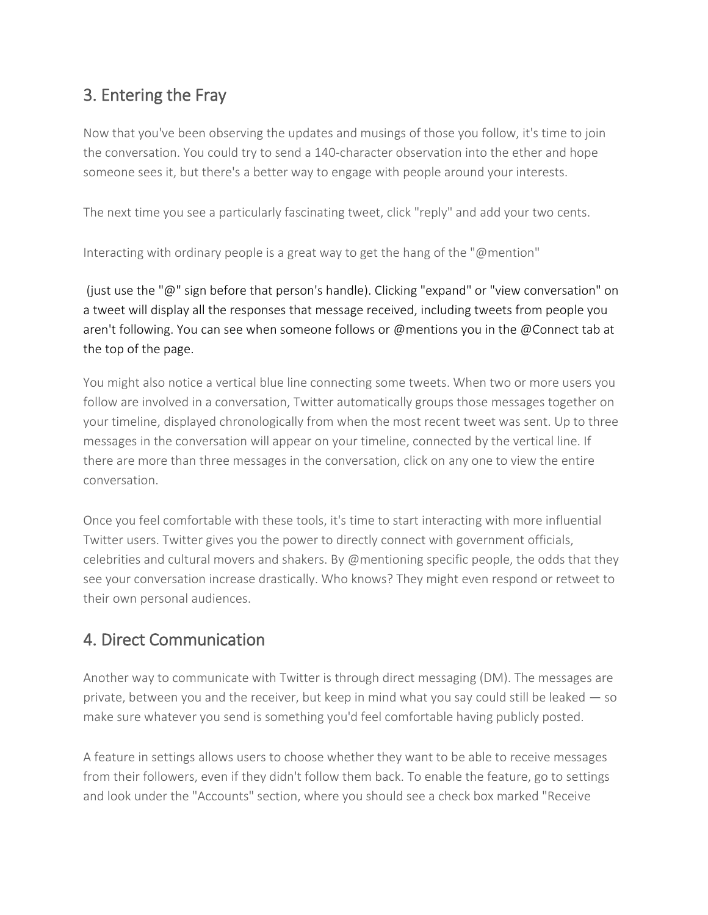## 3. Entering the Fray

Now that you've been observing the updates and musings of those you follow, it's time to join the conversation. You could try to send a 140-character observation into the ether and hope someone sees it, but there's a better way to engage with people around your interests.

The next time you see a particularly fascinating tweet, click "reply" and add your two cents.

Interacting with ordinary people is a great way to get the hang of the "@mention"

(just use the "@" sign before that person's handle). Clicking "expand" or "view conversation" on a tweet will display all the responses that message received, including tweets from people you aren't following. You can see when someone follows or @mentions you in the @Connect tab at the top of the page.

You might also notice a vertical blue line connecting some tweets. When two or more users you follow are involved in a conversation, Twitter automatically groups those messages together on your timeline, displayed chronologically from when the most recent tweet was sent. Up to three messages in the conversation will appear on your timeline, connected by the vertical line. If there are more than three messages in the conversation, click on any one to view the entire conversation.

Once you feel comfortable with these tools, it's time to start interacting with more influential Twitter users. Twitter gives you the power to directly connect with government officials, celebrities and cultural movers and shakers. By @mentioning specific people, the odds that they see your conversation increase drastically. Who knows? They might even respond or retweet to their own personal audiences.

## 4. Direct Communication

Another way to communicate with Twitter is through direct messaging (DM). The messages are private, between you and the receiver, but keep in mind what you say could still be leaked — so make sure whatever you send is something you'd feel comfortable having publicly posted.

A feature in settings allows users to choose whether they want to be able to receive messages from their followers, even if they didn't follow them back. To enable the feature, go to settings and look under the "Accounts" section, where you should see a check box marked "Receive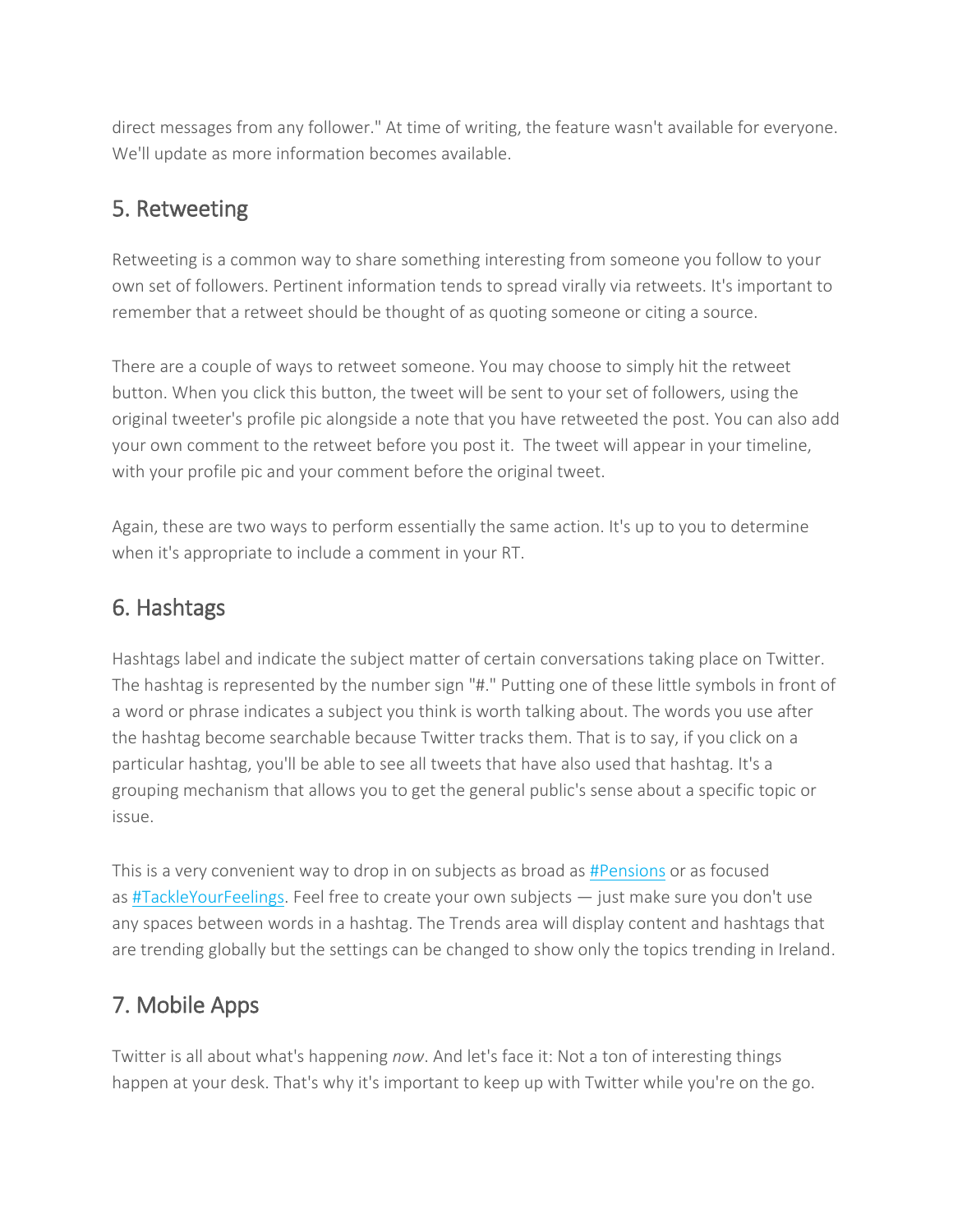direct messages from any follower." At time of writing, the feature wasn't available for everyone. We'll update as more information becomes available.

## 5. Retweeting

Retweeting is a common way to share something interesting from someone you follow to your own set of followers. Pertinent information tends to spread virally via retweets. It's important to remember that a retweet should be thought of as quoting someone or citing a source.

There are a couple of ways to retweet someone. You may choose to simply hit the retweet button. When you click this button, the tweet will be sent to your set of followers, using the original tweeter's profile pic alongside a note that you have retweeted the post. You can also add your own comment to the retweet before you post it. The tweet will appear in your timeline, with your profile pic and your comment before the original tweet.

Again, these are two ways to perform essentially the same action. It's up to you to determine when it's appropriate to include a comment in your RT.

## 6. Hashtags

Hashtags label and indicate the subject matter of certain conversations taking place on Twitter. The hashtag is represented by the number sign "#." Putting one of these little symbols in front of a word or phrase indicates a subject you think is worth talking about. The words you use after the hashtag become searchable because Twitter tracks them. That is to say, if you click on a particular hashtag, you'll be able to see all tweets that have also used that hashtag. It's a grouping mechanism that allows you to get the general public's sense about a specific topic or issue.

This is a very convenient way to drop in on subjects as broad as #Pensions or as focused as #TackleYourFeelings. Feel free to create your own subjects — just make sure you don't use any spaces between words in a hashtag. The Trends area will display content and hashtags that are trending globally but the settings can be changed to show only the topics trending in Ireland.

## 7. Mobile Apps

Twitter is all about what's happening *now*. And let's face it: Not a ton of interesting things happen at your desk. That's why it's important to keep up with Twitter while you're on the go.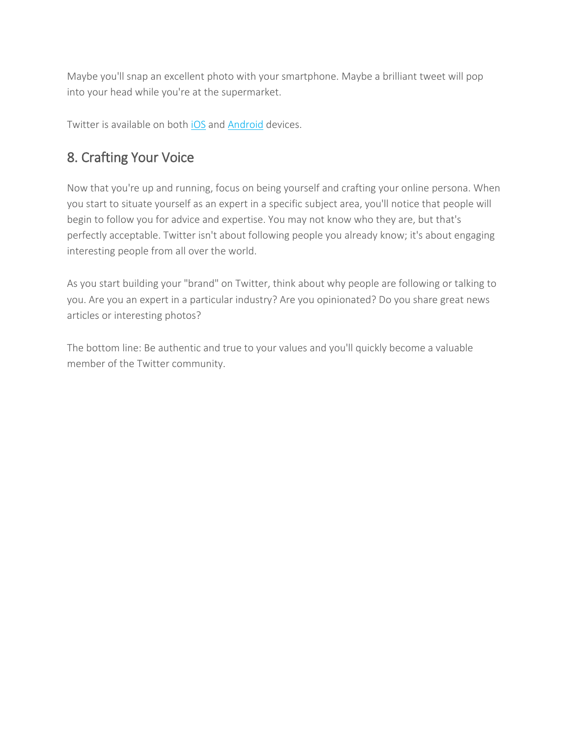Maybe you'll snap an excellent photo with your smartphone. Maybe a brilliant tweet will pop into your head while you're at the supermarket.

Twitter is available on both iOS and Android devices.

## 8. Crafting Your Voice

Now that you're up and running, focus on being yourself and crafting your online persona. When you start to situate yourself as an expert in a specific subject area, you'll notice that people will begin to follow you for advice and expertise. You may not know who they are, but that's perfectly acceptable. Twitter isn't about following people you already know; it's about engaging interesting people from all over the world.

As you start building your "brand" on Twitter, think about why people are following or talking to you. Are you an expert in a particular industry? Are you opinionated? Do you share great news articles or interesting photos?

The bottom line: Be authentic and true to your values and you'll quickly become a valuable member of the Twitter community.